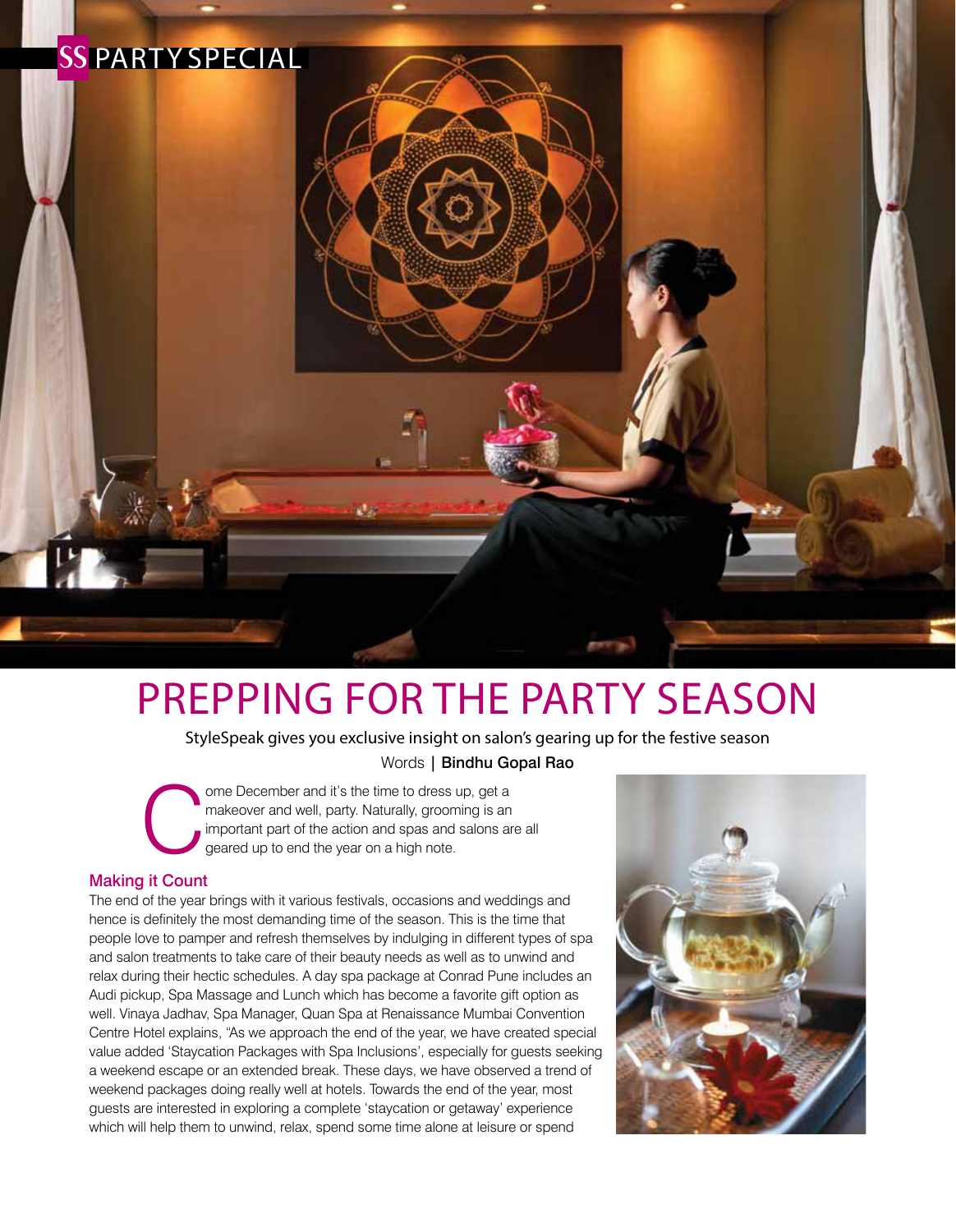SS PARTY SPECIAL

# PREPPING FOR THE PARTY SEASON

StyleSpeak gives you exclusive insight on salon's gearing up for the festive season

Words | Bindhu Gopal Rao

Come December and it's the time to dress up, get a makeover and well, party. Naturally, grooming is an important part of the action and spas and salons are all geared up to end the year on a high note.

### Making it Count

The end of the year brings with it various festivals, occasions and weddings and hence is definitely the most demanding time of the season. This is the time that people love to pamper and refresh themselves by indulging in different types of spa and salon treatments to take care of their beauty needs as well as to unwind and relax during their hectic schedules. A day spa package at Conrad Pune includes an Audi pickup, Spa Massage and Lunch which has become a favorite gift option as well. Vinaya Jadhav, Spa Manager, Quan Spa at Renaissance Mumbai Convention Centre Hotel explains, "As we approach the end of the year, we have created special value added 'Staycation Packages with Spa Inclusions', especially for guests seeking a weekend escape or an extended break. These days, we have observed a trend of weekend packages doing really well at hotels. Towards the end of the year, most guests are interested in exploring a complete 'staycation or getaway' experience which will help them to unwind, relax, spend some time alone at leisure or spend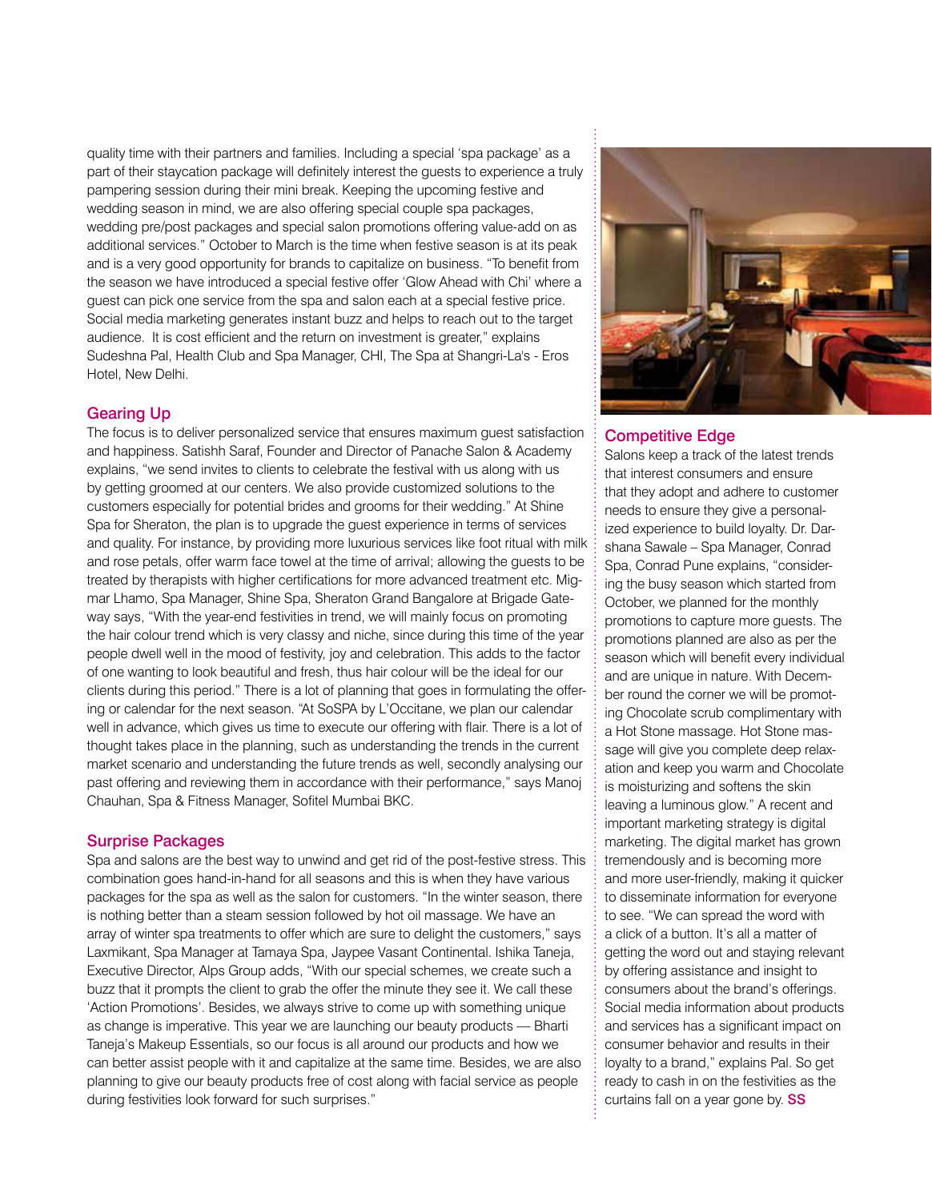quality time with their partners and families. Including a special 'spa package' as a part of their staycation package will definitely interest the guests to experience a truly pampering session during their mini break. Keeping the upcoming festive and wedding season in mind, we are also offering special couple spa packages, wedding pre/post packages and special salon promotions offering value-add on as additional services." October to March is the time when festive season is at its peak and is a very good opportunity for brands to capitalize on business. "To benefit from the season we have introduced a special festive offer 'Glow Ahead with Chi' where a guest can pick one service from the spa and salon each at a special festive price. Social media marketing generates instant buzz and helps to reach out to the target audience. It is cost efficient and the return on investment is greater," explains Sudeshna Pal, Health Club and Spa Manager, CHI, The Spa at Shangri-La's - Eros Hotel, New Delhi.

## Gearing Up

The focus is to deliver personalized service that ensures maximum guest satisfaction and happiness. Satishh Saraf, Founder and Director of Panache Salon & Academy explains, "we send invites to clients to celebrate the festival with us along with us by getting groomed at our centers. We also provide customized solutions to the customers especially for potential brides and grooms for their wedding." At Shine Spa for Sheraton, the plan is to upgrade the guest experience in terms of services and quality. For instance, by providing more luxurious services like foot ritual with milk and rose petals, offer warm face towel at the time of arrival; allowing the guests to be treated by therapists with higher certifications for more advanced treatment etc. Migmar Lhamo, Spa Manager, Shine Spa, Sheraton Grand Bangalore at Brigade Gateway says, "With the year-end festivities in trend, we will mainly focus on promoting the hair colour trend which is very classy and niche, since during this time of the year people dwell well in the mood of festivity, joy and celebration. This adds to the factor of one wanting to look beautiful and fresh, thus hair colour will be the ideal for our clients during this period." There is a lot of planning that goes in formulating the offering or calendar for the next season. "At SoSPA by L'Occitane, we plan our calendar well in advance, which gives us time to execute our offering with flair. There is a lot of thought takes place in the planning, such as understanding the trends in the current market scenario and understanding the future trends as well, secondly analysing our past offering and reviewing them in accordance with their performance," says Manoj Chauhan, Spa & Fitness Manager, Sofitel Mumbai BKC.

## Surprise Packages

Spa and salons are the best way to unwind and get rid of the post-festive stress. This combination goes hand-in-hand for all seasons and this is when they have various packages for the spa as well as the salon for customers. "In the winter season, there is nothing better than a steam session followed by hot oil massage. We have an array of winter spa treatments to offer which are sure to delight the customers," says Laxmikant, Spa Manager at Tamaya Spa, Jaypee Vasant Continental. Ishika Taneja, Executive Director, Alps Group adds, "With our special schemes, we create such a buzz that it prompts the client to grab the offer the minute they see it. We call these 'Action Promotions'. Besides, we always strive to come up with something unique as change is imperative. This year we are launching our beauty products — Bharti Taneja's Makeup Essentials, so our focus is all around our products and how we can better assist people with it and capitalize at the same time. Besides, we are also planning to give our beauty products free of cost along with facial service as people during festivities look forward for such surprises."

## Competitive Edge

Salons keep a track of the latest trends that interest consumers and ensure that they adopt and adhere to customer needs to ensure they give a personalized experience to build loyalty. Dr. Darshana Sawale – Spa Manager, Conrad Spa, Conrad Pune explains, "considering the busy season which started from October, we planned for the monthly promotions to capture more guests. The promotions planned are also as per the season which will benefit every individual and are unique in nature. With December round the corner we will be promoting Chocolate scrub complimentary with a Hot Stone massage. Hot Stone massage will give you complete deep relaxation and keep you warm and Chocolate is moisturizing and softens the skin leaving a luminous glow." A recent and important marketing strategy is digital marketing. The digital market has grown tremendously and is becoming more and more user-friendly, making it quicker to disseminate information for everyone to see. "We can spread the word with a click of a button. It's all a matter of getting the word out and staying relevant by offering assistance and insight to consumers about the brand's offerings. Social media information about products and services has a significant impact on consumer behavior and results in their loyalty to a brand," explains Pal. So get ready to cash in on the festivities as the curtains fall on a year gone by. **SS**